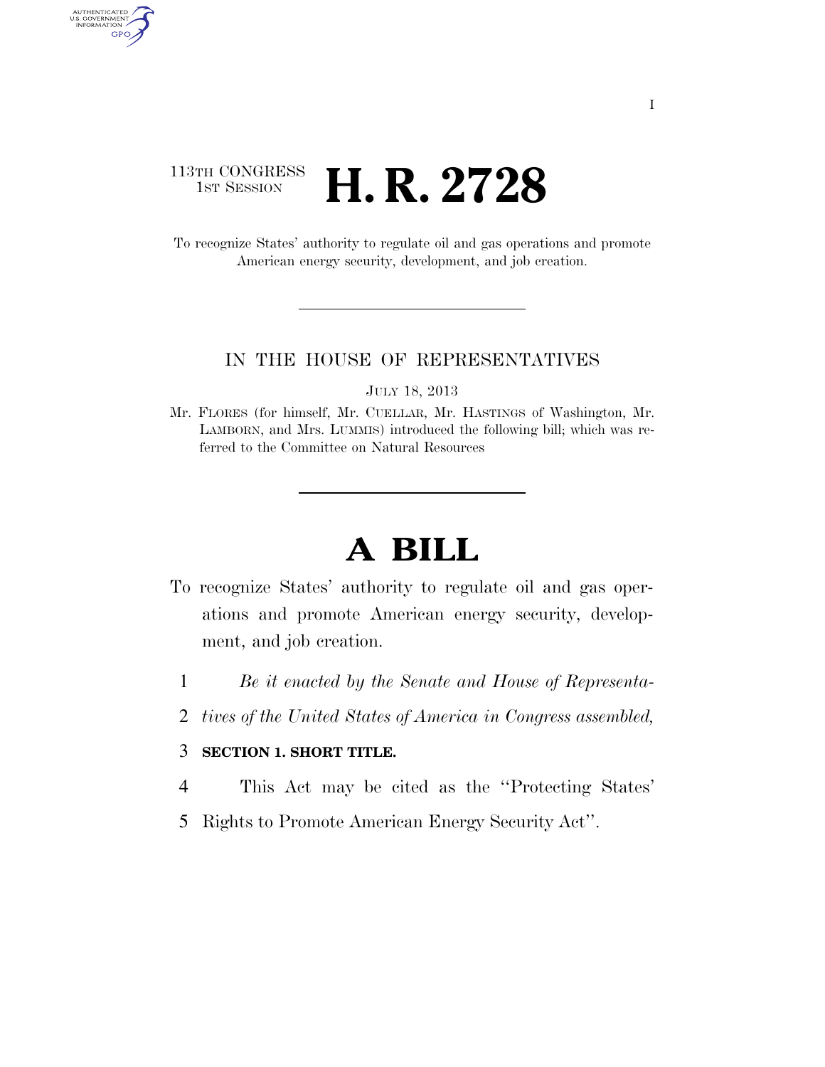113TH CONGRESS
1ST SESSION

# H. R. 2728

To recognize States' authority to regulate oil and gas operations and promote American energy security, development, and job creation.

IN THE HOUSE OF REPRESENTATIVES

JULY 18, 2013

Mr. FLORES (for himself, Mr. CUELLAR, Mr. HASTINGS of Washington, Mr. LAMBORN, and Mrs. LUMMIS) introduced the following bill; which was referred to the Committee on Natural Resources

# A BILL

To recognize States' authority to regulate oil and gas operations and promote American energy security, development, and job creation.

1 *Be it enacted by the Senate and House of Representa-*
2 *tives of the United States of America in Congress assembled,*

3 **SECTION 1. SHORT TITLE.**

4 This Act may be cited as the ''Protecting States'
5 Rights to Promote American Energy Security Act''.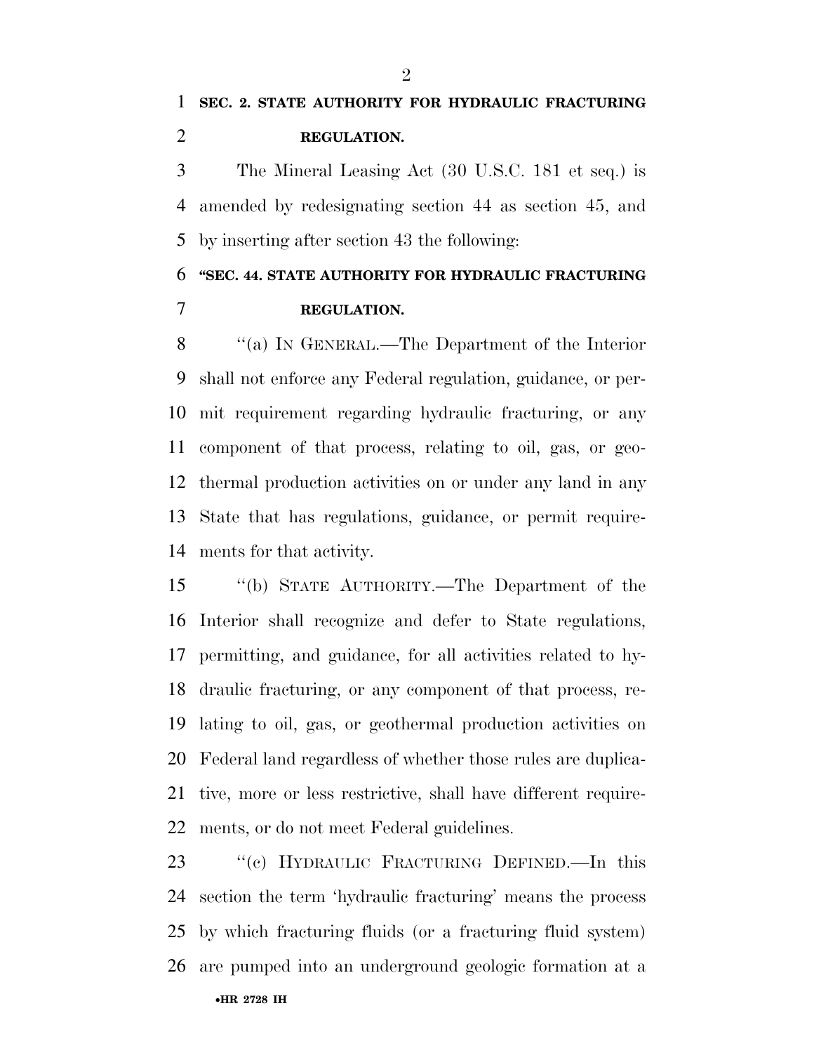**SEC. 2. STATE AUTHORITY FOR HYDRAULIC FRACTURING REGULATION.**

The Mineral Leasing Act (30 U.S.C. 181 et seq.) is amended by redesignating section 44 as section 45, and by inserting after section 43 the following:

**"SEC. 44. STATE AUTHORITY FOR HYDRAULIC FRACTURING REGULATION.**

"(a) IN GENERAL.—The Department of the Interior shall not enforce any Federal regulation, guidance, or permit requirement regarding hydraulic fracturing, or any component of that process, relating to oil, gas, or geothermal production activities on or under any land in any State that has regulations, guidance, or permit requirements for that activity.

"(b) STATE AUTHORITY.—The Department of the Interior shall recognize and defer to State regulations, permitting, and guidance, for all activities related to hydraulic fracturing, or any component of that process, relating to oil, gas, or geothermal production activities on Federal land regardless of whether those rules are duplicative, more or less restrictive, shall have different requirements, or do not meet Federal guidelines.

"(c) HYDRAULIC FRACTURING DEFINED.—In this section the term 'hydraulic fracturing' means the process by which fracturing fluids (or a fracturing fluid system) are pumped into an underground geologic formation at a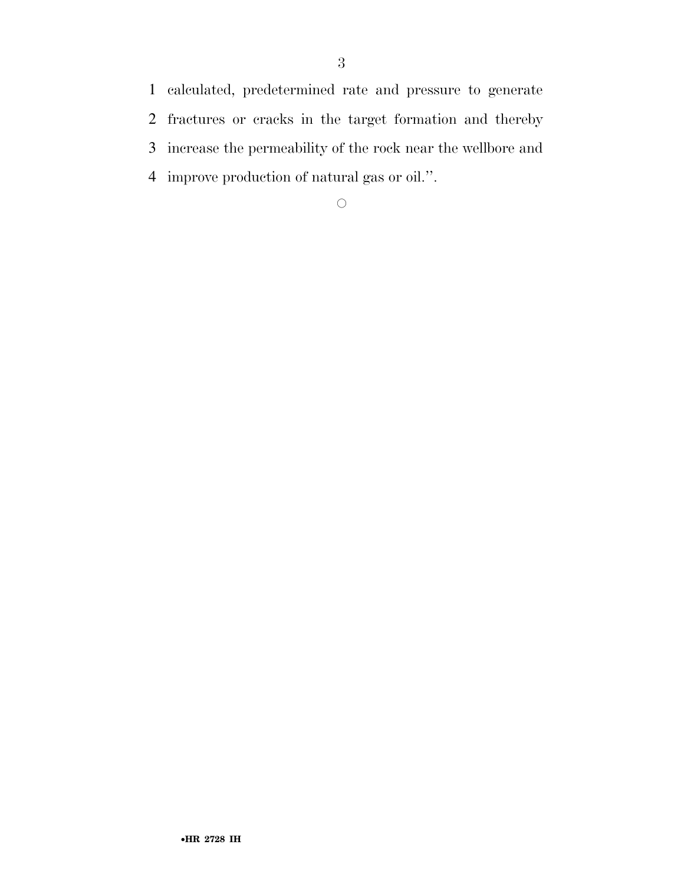calculated, predetermined rate and pressure to generate fractures or cracks in the target formation and thereby increase the permeability of the rock near the wellbore and improve production of natural gas or oil.''.

○